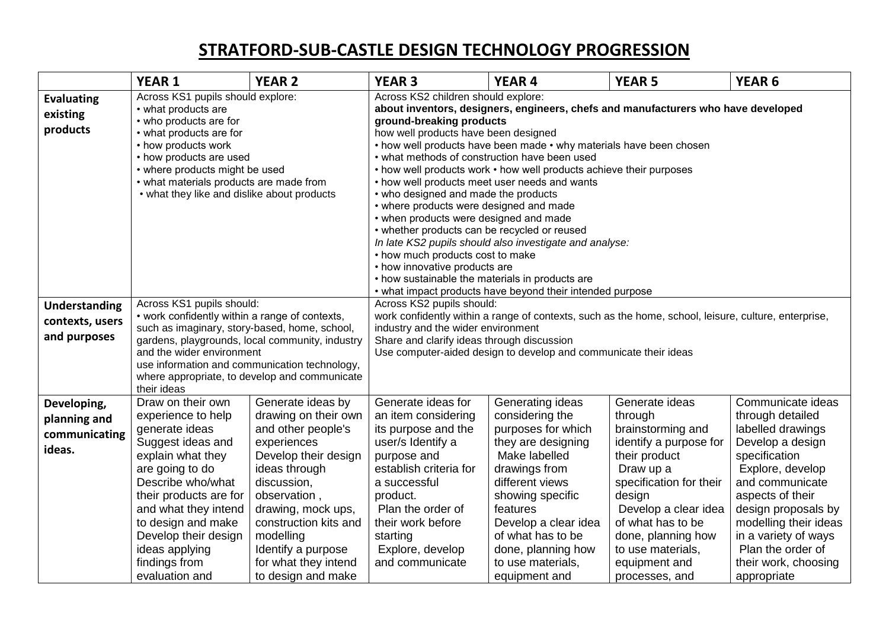# STRATFORD-SUB-CASTLE DESIGN TECHNOLOGY PROGRESSION

| | YEAR 1 | YEAR 2 | YEAR 3 | YEAR 4 | YEAR 5 | YEAR 6 |
|---|---|---|---|---|---|---|
| **Evaluating existing products** | Across KS1 pupils should explore:<br>• what products are<br>• who products are for<br>• what products are for<br>• how products work<br>• how products are used<br>• where products might be used<br>• what materials products are made from<br>• what they like and dislike about products | | Across KS2 children should explore:<br>**about inventors, designers, engineers, chefs and manufacturers who have developed ground-breaking products**<br>how well products have been designed<br>• how well products have been made • why materials have been chosen<br>• what methods of construction have been used<br>• how well products work • how well products achieve their purposes<br>• how well products meet user needs and wants<br>• who designed and made the products<br>• where products were designed and made<br>• when products were designed and made<br>• whether products can be recycled or reused<br>*In late KS2 pupils should also investigate and analyse:*<br>• how much products cost to make<br>• how innovative products are<br>• how sustainable the materials in products are<br>• what impact products have beyond their intended purpose | | | |
| **Understanding contexts, users and purposes** | Across KS1 pupils should:<br>• work confidently within a range of contexts, such as imaginary, story-based, home, school, gardens, playgrounds, local community, industry and the wider environment<br>use information and communication technology, where appropriate, to develop and communicate their ideas | | Across KS2 pupils should:<br>work confidently within a range of contexts, such as the home, school, leisure, culture, enterprise, industry and the wider environment<br>Share and clarify ideas through discussion<br>Use computer-aided design to develop and communicate their ideas | | | |
| **Developing, planning and communicating ideas.** | Draw on their own experience to help generate ideas<br>Suggest ideas and explain what they are going to do<br>Describe who/what their products are for and what they intend to design and make<br>Develop their design ideas applying findings from evaluation and | Generate ideas by drawing on their own and other people's experiences<br>Develop their design ideas through discussion, observation, drawing, mock ups, construction kits and modelling<br>Identify a purpose for what they intend to design and make | Generate ideas for an item considering its purpose and the user/s Identify a purpose and establish criteria for a successful product.<br>Plan the order of their work before starting<br>Explore, develop and communicate | Generating ideas considering the purposes for which they are designing<br>Make labelled drawings from different views showing specific features<br>Develop a clear idea of what has to be done, planning how to use materials, equipment and | Generate ideas through brainstorming and identify a purpose for their product<br>Draw up a specification for their design<br>Develop a clear idea of what has to be done, planning how to use materials, equipment and processes, and | Communicate ideas through detailed labelled drawings<br>Develop a design specification<br>Explore, develop and communicate aspects of their design proposals by modelling their ideas in a variety of ways<br>Plan the order of their work, choosing appropriate |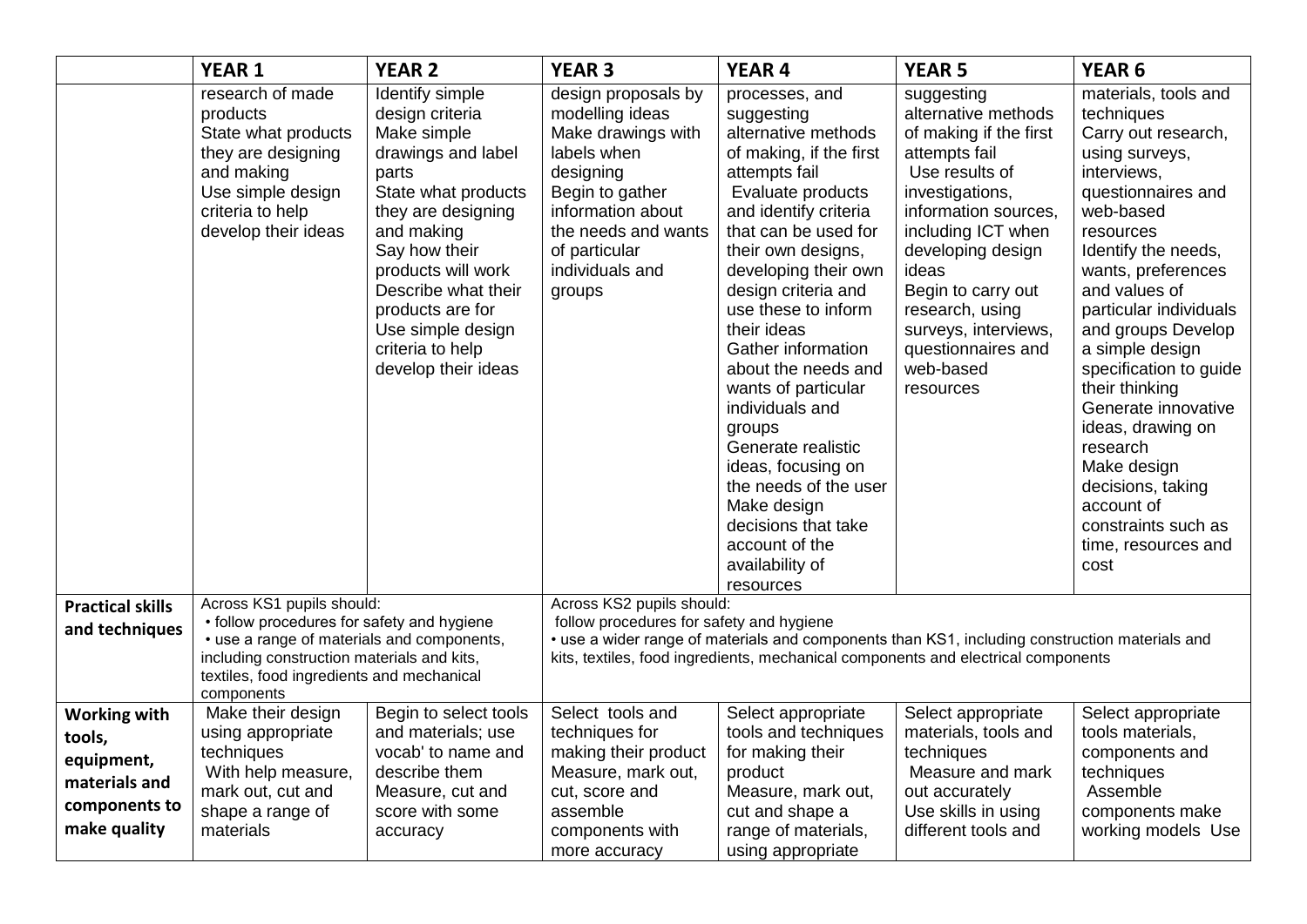| | YEAR 1 | YEAR 2 | YEAR 3 | YEAR 4 | YEAR 5 | YEAR 6 |
|---|---|---|---|---|---|---|
| | research of made products<br>State what products they are designing and making<br>Use simple design criteria to help develop their ideas | Identify simple design criteria<br>Make simple drawings and label parts<br>State what products they are designing and making<br>Say how their products will work<br>Describe what their products are for<br>Use simple design criteria to help develop their ideas | design proposals by modelling ideas<br>Make drawings with labels when designing<br>Begin to gather information about the needs and wants of particular individuals and groups | processes, and suggesting alternative methods of making, if the first attempts fail<br>Evaluate products and identify criteria that can be used for their own designs, developing their own design criteria and use these to inform their ideas<br>Gather information about the needs and wants of particular individuals and groups<br>Generate realistic ideas, focusing on the needs of the user<br>Make design decisions that take account of the availability of resources | suggesting alternative methods of making if the first attempts fail<br>Use results of investigations, information sources, including ICT when developing design ideas<br>Begin to carry out research, using surveys, interviews, questionnaires and web-based resources | materials, tools and techniques<br>Carry out research, using surveys, interviews, questionnaires and web-based resources<br>Identify the needs, wants, preferences and values of particular individuals and groups Develop a simple design specification to guide their thinking<br>Generate innovative ideas, drawing on research<br>Make design decisions, taking account of constraints such as time, resources and cost |
| **Practical skills and techniques** | Across KS1 pupils should:<br>• follow procedures for safety and hygiene<br>• use a range of materials and components, including construction materials and kits, textiles, food ingredients and mechanical components | | Across KS2 pupils should:<br>follow procedures for safety and hygiene<br>• use a wider range of materials and components than KS1, including construction materials and kits, textiles, food ingredients, mechanical components and electrical components | | | |
| **Working with tools, equipment, materials and components to make quality** | Make their design using appropriate techniques<br>With help measure, mark out, cut and shape a range of materials | Begin to select tools and materials; use vocab' to name and describe them<br>Measure, cut and score with some accuracy | Select tools and techniques for making their product<br>Measure, mark out, cut, score and assemble components with more accuracy | Select appropriate tools and techniques for making their product<br>Measure, mark out, cut and shape a range of materials, using appropriate | Select appropriate materials, tools and techniques<br>Measure and mark out accurately<br>Use skills in using different tools and | Select appropriate tools materials, components and techniques<br>Assemble components make working models Use |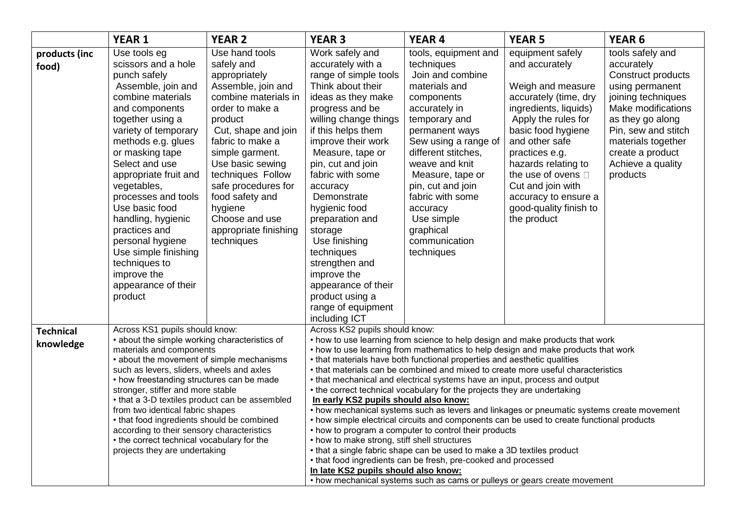| | YEAR 1 | YEAR 2 | YEAR 3 | YEAR 4 | YEAR 5 | YEAR 6 |
|---|---|---|---|---|---|---|
| **products (inc food)** | Use tools eg scissors and a hole punch safely<br>Assemble, join and combine materials and components together using a variety of temporary methods e.g. glues or masking tape<br>Select and use appropriate fruit and vegetables, processes and tools<br>Use basic food handling, hygienic practices and personal hygiene<br>Use simple finishing techniques to improve the appearance of their product | Use hand tools safely and appropriately<br>Assemble, join and combine materials in order to make a product<br>Cut, shape and join fabric to make a simple garment.<br>Use basic sewing techniques Follow safe procedures for food safety and hygiene<br>Choose and use appropriate finishing techniques | Work safely and accurately with a range of simple tools<br>Think about their ideas as they make progress and be willing change things if this helps them improve their work<br>Measure, tape or pin, cut and join fabric with some accuracy<br>Demonstrate hygienic food preparation and storage<br>Use finishing techniques strengthen and improve the appearance of their product using a range of equipment including ICT | tools, equipment and techniques<br>Join and combine materials and components accurately in temporary and permanent ways<br>Sew using a range of different stitches, weave and knit<br>Measure, tape or pin, cut and join fabric with some accuracy<br>Use simple graphical communication techniques | equipment safely and accurately<br><br>Weigh and measure accurately (time, dry ingredients, liquids)<br>Apply the rules for basic food hygiene and other safe practices e.g. hazards relating to the use of ovens <br>Cut and join with accuracy to ensure a good-quality finish to the product | tools safely and accurately<br>Construct products using permanent joining techniques<br>Make modifications as they go along<br>Pin, sew and stitch materials together create a product<br>Achieve a quality products |
| **Technical knowledge** | Across KS1 pupils should know:<br>• about the simple working characteristics of materials and components<br>• about the movement of simple mechanisms such as levers, sliders, wheels and axles<br>• how freestanding structures can be made stronger, stiffer and more stable<br>• that a 3-D textiles product can be assembled from two identical fabric shapes<br>• that food ingredients should be combined according to their sensory characteristics<br>• the correct technical vocabulary for the projects they are undertaking | | Across KS2 pupils should know:<br>• how to use learning from science to help design and make products that work<br>• how to use learning from mathematics to help design and make products that work<br>• that materials have both functional properties and aesthetic qualities<br>• that materials can be combined and mixed to create more useful characteristics<br>• that mechanical and electrical systems have an input, process and output<br>• the correct technical vocabulary for the projects they are undertaking<br>**In early KS2 pupils should also know:**<br>• how mechanical systems such as levers and linkages or pneumatic systems create movement<br>• how simple electrical circuits and components can be used to create functional products<br>• how to program a computer to control their products<br>• how to make strong, stiff shell structures<br>• that a single fabric shape can be used to make a 3D textiles product<br>• that food ingredients can be fresh, pre-cooked and processed<br>**In late KS2 pupils should also know:**<br>• how mechanical systems such as cams or pulleys or gears create movement | | | |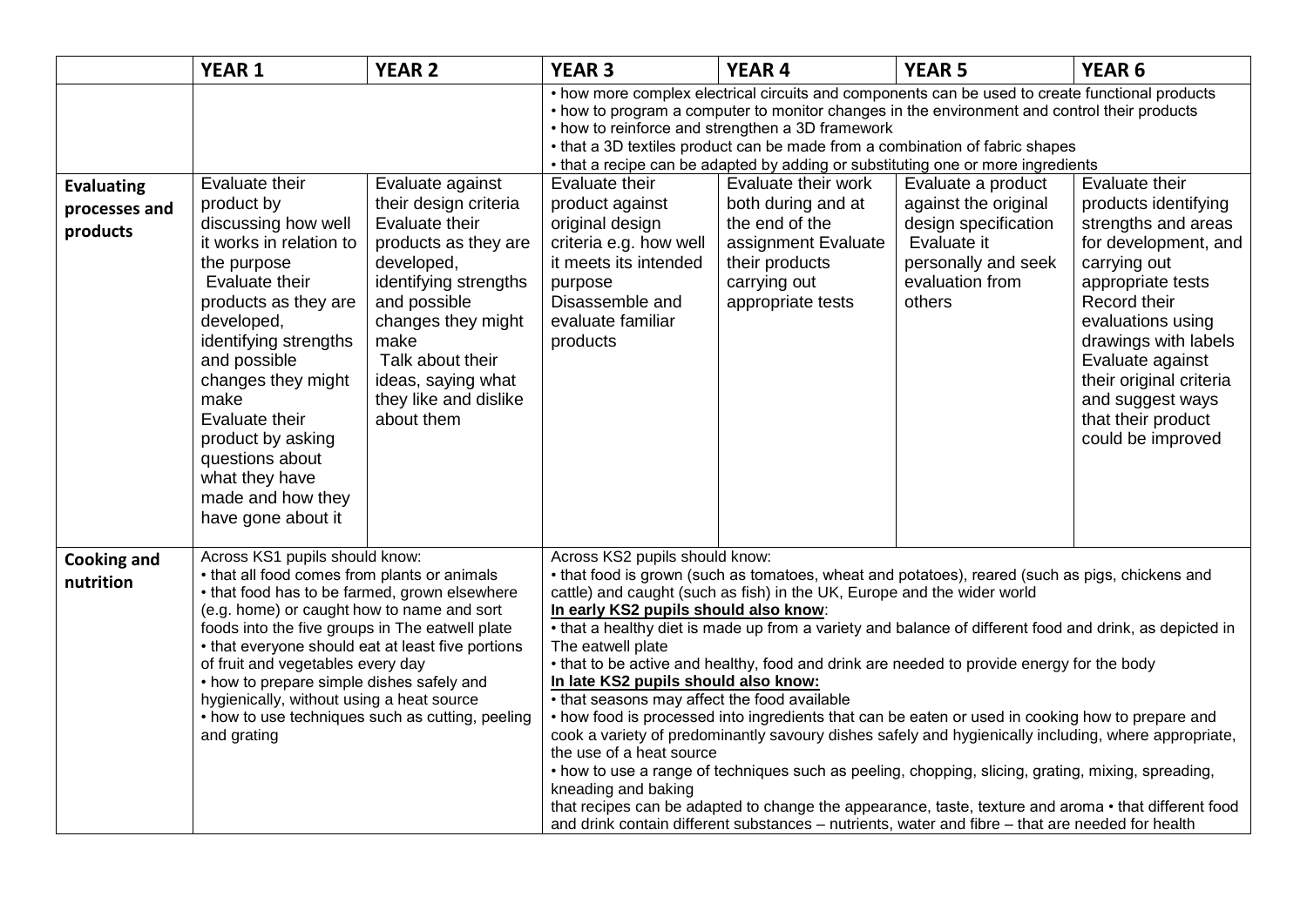| | YEAR 1 | YEAR 2 | YEAR 3 | YEAR 4 | YEAR 5 | YEAR 6 |
|---|---|---|---|---|---|---|
| | | | • how more complex electrical circuits and components can be used to create functional products<br>• how to program a computer to monitor changes in the environment and control their products<br>• how to reinforce and strengthen a 3D framework<br>• that a 3D textiles product can be made from a combination of fabric shapes<br>• that a recipe can be adapted by adding or substituting one or more ingredients | | | |
| **Evaluating processes and products** | Evaluate their product by discussing how well it works in relation to the purpose<br>Evaluate their products as they are developed, identifying strengths and possible changes they might make<br>Evaluate their product by asking questions about what they have made and how they have gone about it | Evaluate against their design criteria<br>Evaluate their products as they are developed, identifying strengths and possible changes they might make<br>Talk about their ideas, saying what they like and dislike about them | Evaluate their product against original design criteria e.g. how well it meets its intended purpose<br>Disassemble and evaluate familiar products | Evaluate their work both during and at the end of the assignment Evaluate their products carrying out appropriate tests | Evaluate a product against the original design specification<br>Evaluate it personally and seek evaluation from others | Evaluate their products identifying strengths and areas for development, and carrying out appropriate tests<br>Record their evaluations using drawings with labels<br>Evaluate against their original criteria and suggest ways that their product could be improved |
| **Cooking and nutrition** | Across KS1 pupils should know:<br>• that all food comes from plants or animals<br>• that food has to be farmed, grown elsewhere (e.g. home) or caught how to name and sort foods into the five groups in The eatwell plate<br>• that everyone should eat at least five portions of fruit and vegetables every day<br>• how to prepare simple dishes safely and hygienically, without using a heat source<br>• how to use techniques such as cutting, peeling and grating | | Across KS2 pupils should know:<br>• that food is grown (such as tomatoes, wheat and potatoes), reared (such as pigs, chickens and cattle) and caught (such as fish) in the UK, Europe and the wider world<br>**In early KS2 pupils should also know**:<br>• that a healthy diet is made up from a variety and balance of different food and drink, as depicted in The eatwell plate<br>• that to be active and healthy, food and drink are needed to provide energy for the body<br>**In late KS2 pupils should also know:**<br>• that seasons may affect the food available<br>• how food is processed into ingredients that can be eaten or used in cooking how to prepare and cook a variety of predominantly savoury dishes safely and hygienically including, where appropriate, the use of a heat source<br>• how to use a range of techniques such as peeling, chopping, slicing, grating, mixing, spreading, kneading and baking<br>that recipes can be adapted to change the appearance, taste, texture and aroma • that different food and drink contain different substances – nutrients, water and fibre – that are needed for health | | | |